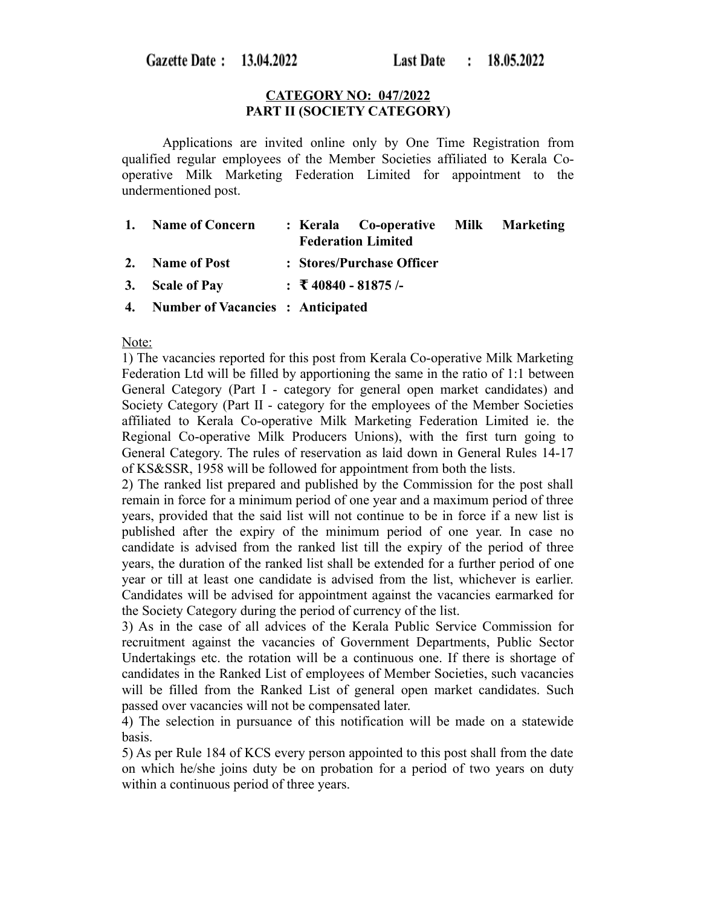**Gazette Date : 13.04.2022 Last Date : 18.05.2022**

**CATEGORY NO: 047/2022**
**PART II (SOCIETY CATEGORY)**

Applications are invited online only by One Time Registration from qualified regular employees of the Member Societies affiliated to Kerala Co-operative Milk Marketing Federation Limited for appointment to the undermentioned post.

| | | |
|---|---|---|
| **1. Name of Concern** | : | **Kerala Co-operative Milk Marketing Federation Limited** |
| **2. Name of Post** | : | **Stores/Purchase Officer** |
| **3. Scale of Pay** | : | **₹ 40840 - 81875 /-** |
| **4. Number of Vacancies** | : | **Anticipated** |

Note:

1) The vacancies reported for this post from Kerala Co-operative Milk Marketing Federation Ltd will be filled by apportioning the same in the ratio of 1:1 between General Category (Part I - category for general open market candidates) and Society Category (Part II - category for the employees of the Member Societies affiliated to Kerala Co-operative Milk Marketing Federation Limited ie. the Regional Co-operative Milk Producers Unions), with the first turn going to General Category. The rules of reservation as laid down in General Rules 14-17 of KS&SSR, 1958 will be followed for appointment from both the lists.

2) The ranked list prepared and published by the Commission for the post shall remain in force for a minimum period of one year and a maximum period of three years, provided that the said list will not continue to be in force if a new list is published after the expiry of the minimum period of one year. In case no candidate is advised from the ranked list till the expiry of the period of three years, the duration of the ranked list shall be extended for a further period of one year or till at least one candidate is advised from the list, whichever is earlier. Candidates will be advised for appointment against the vacancies earmarked for the Society Category during the period of currency of the list.

3) As in the case of all advices of the Kerala Public Service Commission for recruitment against the vacancies of Government Departments, Public Sector Undertakings etc. the rotation will be a continuous one. If there is shortage of candidates in the Ranked List of employees of Member Societies, such vacancies will be filled from the Ranked List of general open market candidates. Such passed over vacancies will not be compensated later.

4) The selection in pursuance of this notification will be made on a statewide basis.

5) As per Rule 184 of KCS every person appointed to this post shall from the date on which he/she joins duty be on probation for a period of two years on duty within a continuous period of three years.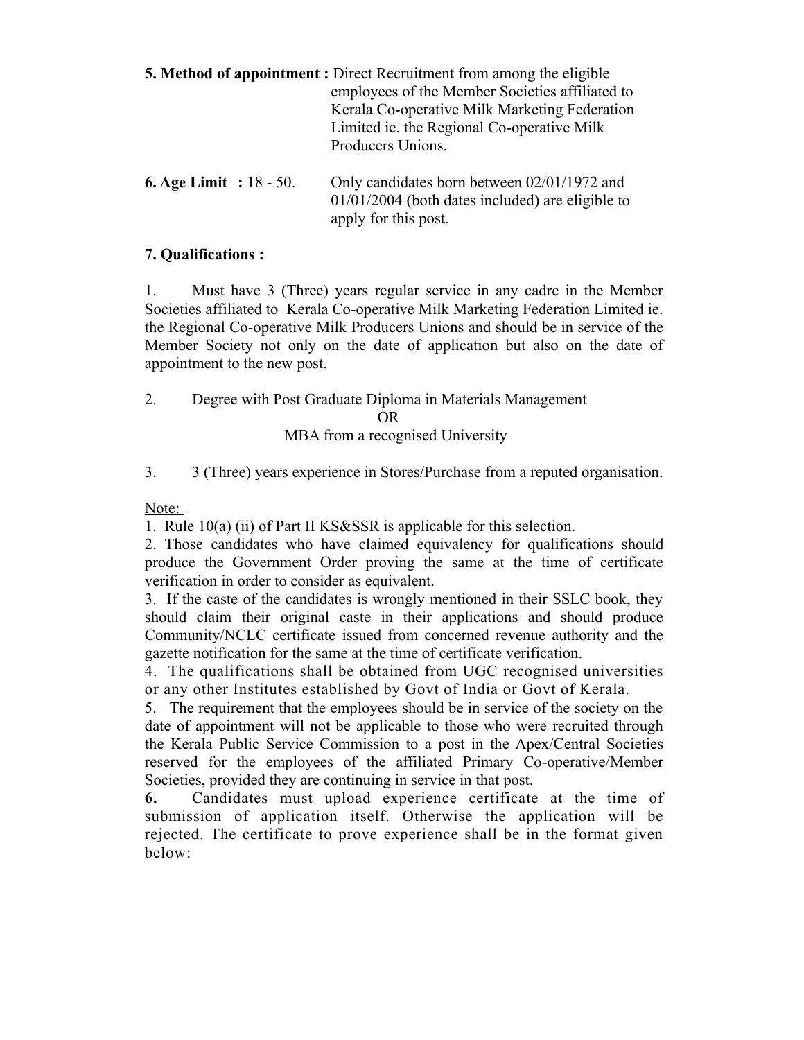**5. Method of appointment :** Direct Recruitment from among the eligible employees of the Member Societies affiliated to Kerala Co-operative Milk Marketing Federation Limited ie. the Regional Co-operative Milk Producers Unions.

**6. Age Limit : 18 - 50.** Only candidates born between 02/01/1972 and 01/01/2004 (both dates included) are eligible to apply for this post.

**7. Qualifications :**

1. Must have 3 (Three) years regular service in any cadre in the Member Societies affiliated to Kerala Co-operative Milk Marketing Federation Limited ie. the Regional Co-operative Milk Producers Unions and should be in service of the Member Society not only on the date of application but also on the date of appointment to the new post.

2. Degree with Post Graduate Diploma in Materials Management

   OR

   MBA from a recognised University

3. 3 (Three) years experience in Stores/Purchase from a reputed organisation.

Note:

1. Rule 10(a) (ii) of Part II KS&SSR is applicable for this selection.
2. Those candidates who have claimed equivalency for qualifications should produce the Government Order proving the same at the time of certificate verification in order to consider as equivalent.
3. If the caste of the candidates is wrongly mentioned in their SSLC book, they should claim their original caste in their applications and should produce Community/NCLC certificate issued from concerned revenue authority and the gazette notification for the same at the time of certificate verification.
4. The qualifications shall be obtained from UGC recognised universities or any other Institutes established by Govt of India or Govt of Kerala.
5. The requirement that the employees should be in service of the society on the date of appointment will not be applicable to those who were recruited through the Kerala Public Service Commission to a post in the Apex/Central Societies reserved for the employees of the affiliated Primary Co-operative/Member Societies, provided they are continuing in service in that post.
6. Candidates must upload experience certificate at the time of submission of application itself. Otherwise the application will be rejected. The certificate to prove experience shall be in the format given below: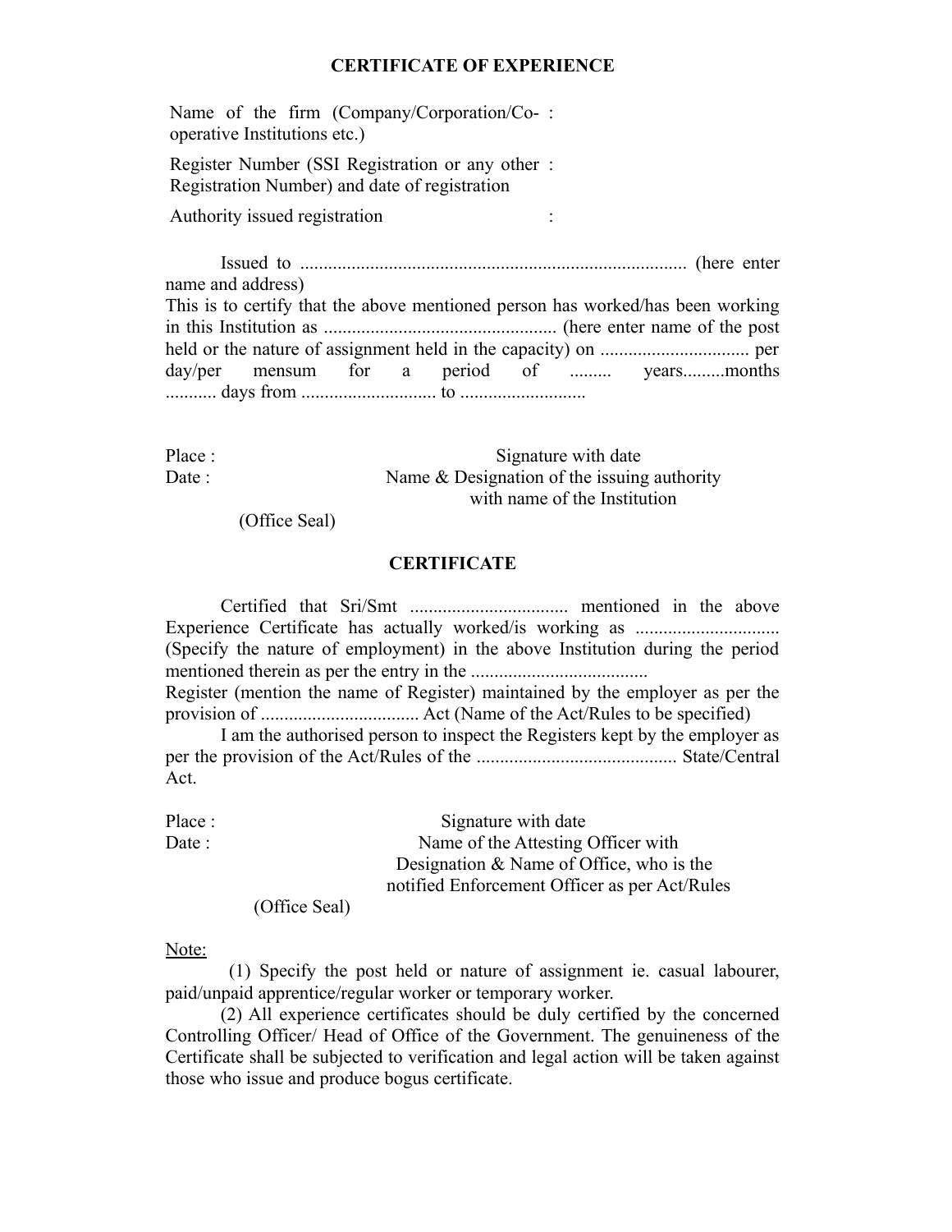## CERTIFICATE OF EXPERIENCE

| | | |
|---|---|---|
| Name of the firm (Company/Corporation/Co-operative Institutions etc.) | : | |
| Register Number (SSI Registration or any other Registration Number) and date of registration | : | |
| Authority issued registration | : | |

Issued to .................................................................................. (here enter name and address)
This is to certify that the above mentioned person has worked/has been working in this Institution as ................................................. (here enter name of the post held or the nature of assignment held in the capacity) on ................................ per day/per mensum for a period of ......... years.........months ........... days from ............................ to ..........................

Place :

Date :

Signature with date
Name & Designation of the issuing authority
with name of the Institution

(Office Seal)

## CERTIFICATE

Certified that Sri/Smt ................................. mentioned in the above Experience Certificate has actually worked/is working as ............................... (Specify the nature of employment) in the above Institution during the period mentioned therein as per the entry in the .....................................
Register (mention the name of Register) maintained by the employer as per the provision of ................................. Act (Name of the Act/Rules to be specified)

I am the authorised person to inspect the Registers kept by the employer as per the provision of the Act/Rules of the .......................................... State/Central Act.

Place :

Date :

Signature with date
Name of the Attesting Officer with
Designation & Name of Office, who is the
notified Enforcement Officer as per Act/Rules

(Office Seal)

Note:

(1) Specify the post held or nature of assignment ie. casual labourer, paid/unpaid apprentice/regular worker or temporary worker.

(2) All experience certificates should be duly certified by the concerned Controlling Officer/ Head of Office of the Government. The genuineness of the Certificate shall be subjected to verification and legal action will be taken against those who issue and produce bogus certificate.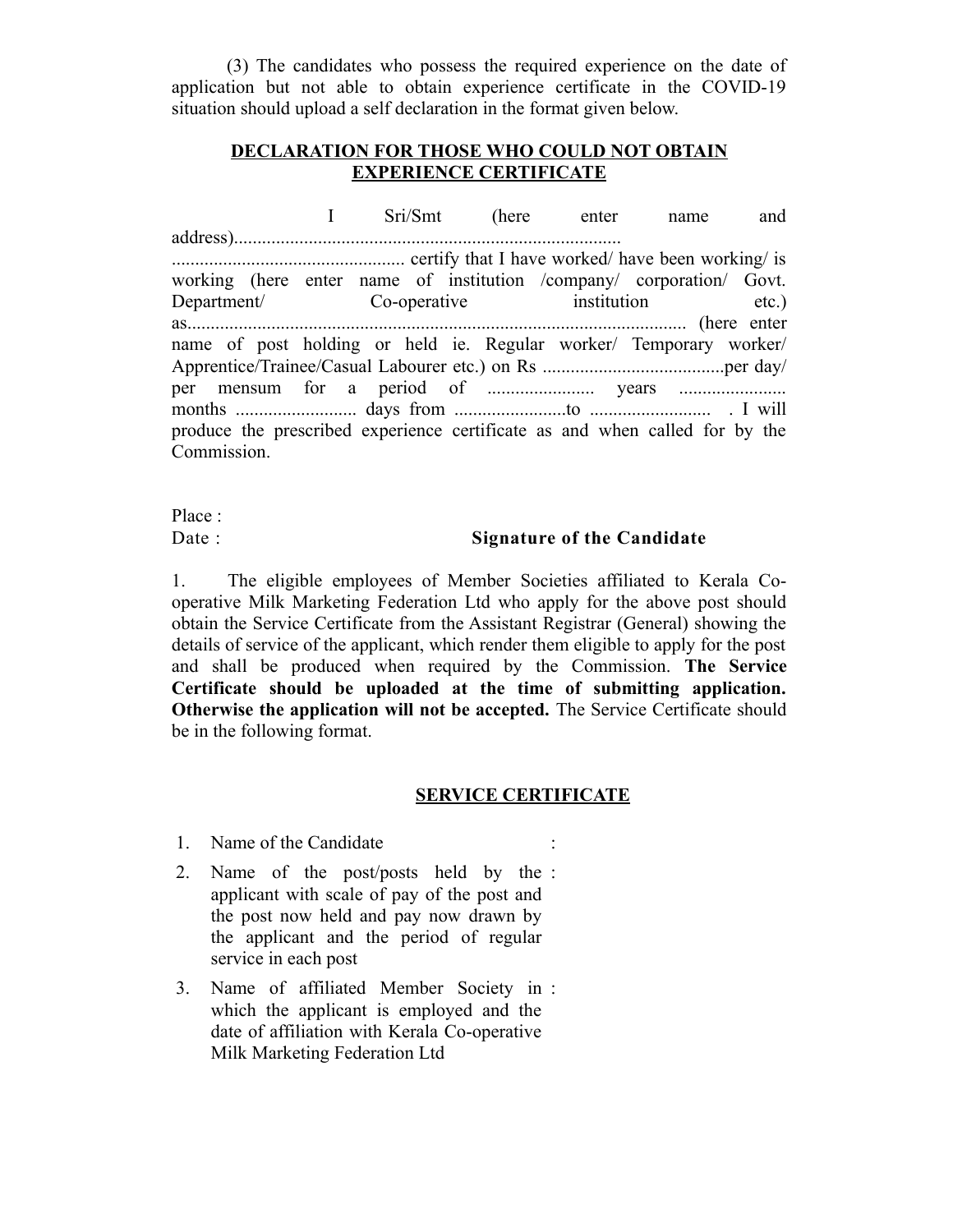(3) The candidates who possess the required experience on the date of application but not able to obtain experience certificate in the COVID-19 situation should upload a self declaration in the format given below.

**DECLARATION FOR THOSE WHO COULD NOT OBTAIN EXPERIENCE CERTIFICATE**

I Sri/Smt (here enter name and address)...................................................................................
.................................................. certify that I have worked/ have been working/ is working (here enter name of institution /company/ corporation/ Govt. Department/ Co-operative institution etc.) as.......................................................................................................... (here enter name of post holding or held ie. Regular worker/ Temporary worker/ Apprentice/Trainee/Casual Labourer etc.) on Rs .......................................per day/ per mensum for a period of ....................... years ....................... months .......................... days from ........................to .......................... . I will produce the prescribed experience certificate as and when called for by the Commission.

Place :

Date : **Signature of the Candidate**

1. The eligible employees of Member Societies affiliated to Kerala Co-operative Milk Marketing Federation Ltd who apply for the above post should obtain the Service Certificate from the Assistant Registrar (General) showing the details of service of the applicant, which render them eligible to apply for the post and shall be produced when required by the Commission. **The Service Certificate should be uploaded at the time of submitting application. Otherwise the application will not be accepted.** The Service Certificate should be in the following format.

**SERVICE CERTIFICATE**

1. Name of the Candidate :
2. Name of the post/posts held by the applicant with scale of pay of the post and the post now held and pay now drawn by the applicant and the period of regular service in each post :
3. Name of affiliated Member Society in which the applicant is employed and the date of affiliation with Kerala Co-operative Milk Marketing Federation Ltd :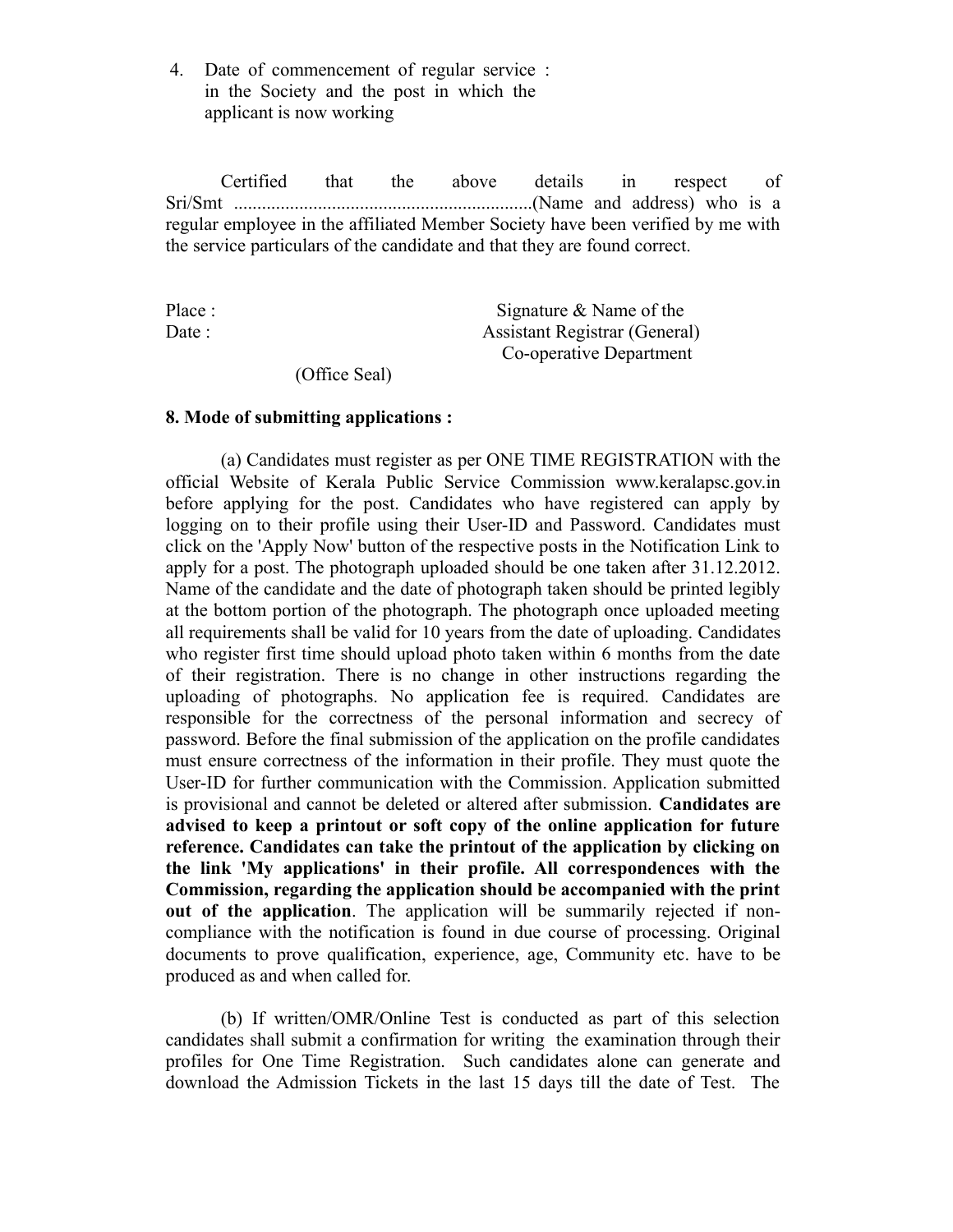4. Date of commencement of regular service in the Society and the post in which the applicant is now working :

Certified that the above details in respect of Sri/Smt .................................................................(Name and address) who is a regular employee in the affiliated Member Society have been verified by me with the service particulars of the candidate and that they are found correct.

Place :

Date :

Signature & Name of the  
Assistant Registrar (General)  
Co-operative Department

(Office Seal)

**8. Mode of submitting applications :**

(a) Candidates must register as per ONE TIME REGISTRATION with the official Website of Kerala Public Service Commission www.keralapsc.gov.in before applying for the post. Candidates who have registered can apply by logging on to their profile using their User-ID and Password. Candidates must click on the 'Apply Now' button of the respective posts in the Notification Link to apply for a post. The photograph uploaded should be one taken after 31.12.2012. Name of the candidate and the date of photograph taken should be printed legibly at the bottom portion of the photograph. The photograph once uploaded meeting all requirements shall be valid for 10 years from the date of uploading. Candidates who register first time should upload photo taken within 6 months from the date of their registration. There is no change in other instructions regarding the uploading of photographs. No application fee is required. Candidates are responsible for the correctness of the personal information and secrecy of password. Before the final submission of the application on the profile candidates must ensure correctness of the information in their profile. They must quote the User-ID for further communication with the Commission. Application submitted is provisional and cannot be deleted or altered after submission. **Candidates are advised to keep a printout or soft copy of the online application for future reference. Candidates can take the printout of the application by clicking on the link 'My applications' in their profile. All correspondences with the Commission, regarding the application should be accompanied with the print out of the application**. The application will be summarily rejected if non-compliance with the notification is found in due course of processing. Original documents to prove qualification, experience, age, Community etc. have to be produced as and when called for.

(b) If written/OMR/Online Test is conducted as part of this selection candidates shall submit a confirmation for writing the examination through their profiles for One Time Registration. Such candidates alone can generate and download the Admission Tickets in the last 15 days till the date of Test. The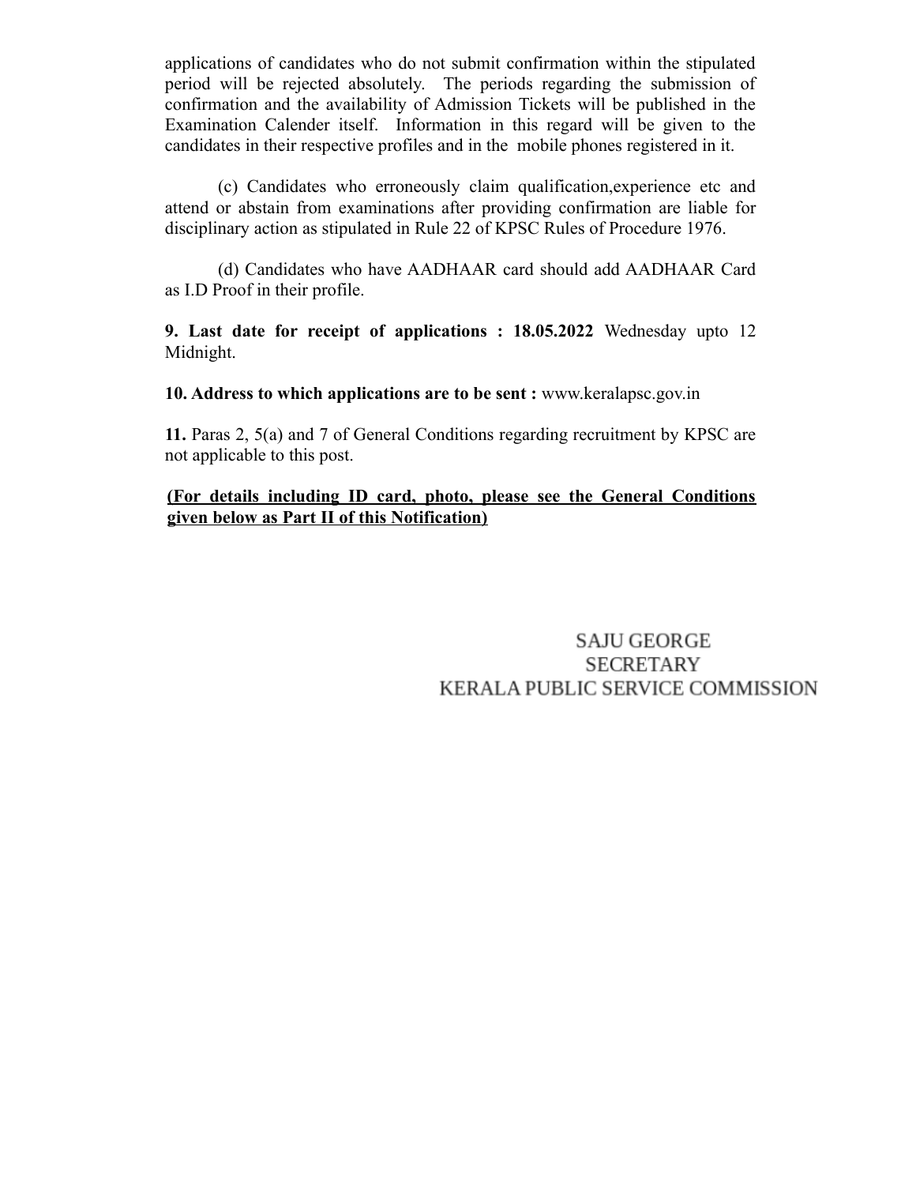applications of candidates who do not submit confirmation within the stipulated period will be rejected absolutely. The periods regarding the submission of confirmation and the availability of Admission Tickets will be published in the Examination Calender itself. Information in this regard will be given to the candidates in their respective profiles and in the mobile phones registered in it.

(c) Candidates who erroneously claim qualification,experience etc and attend or abstain from examinations after providing confirmation are liable for disciplinary action as stipulated in Rule 22 of KPSC Rules of Procedure 1976.

(d) Candidates who have AADHAAR card should add AADHAAR Card as I.D Proof in their profile.

**9. Last date for receipt of applications : 18.05.2022** Wednesday upto 12 Midnight.

**10. Address to which applications are to be sent :** www.keralapsc.gov.in

**11.** Paras 2, 5(a) and 7 of General Conditions regarding recruitment by KPSC are not applicable to this post.

**(For details including ID card, photo, please see the General Conditions given below as Part II of this Notification)**

SAJU GEORGE
SECRETARY
KERALA PUBLIC SERVICE COMMISSION